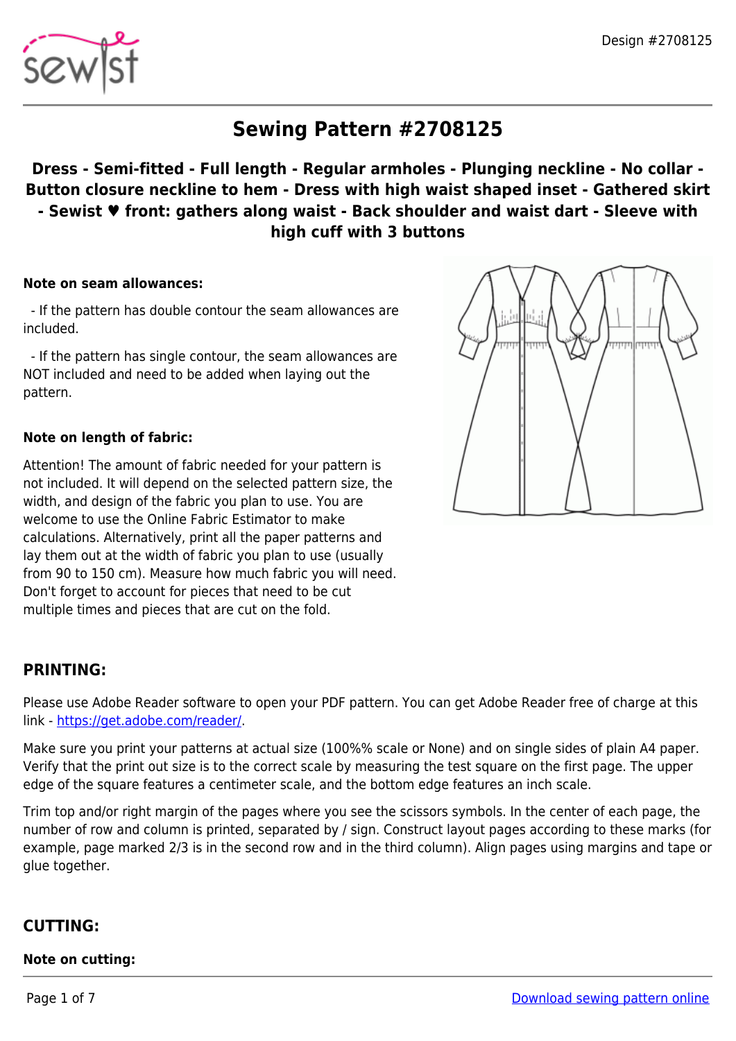# Sewing Pattern #2708125

**Dress - Semi-fitted - Full length - Regular armholes - Plunging neckline - No collar - Button closure neckline to hem - Dress with high waist shaped inset - Gathered skirt - Sewist ♥ front: gathers along waist - Back shoulder and waist dart - Sleeve with high cuff with 3 buttons**

**Note on seam allowances:**

- If the pattern has double contour the seam allowances are included.

- If the pattern has single contour, the seam allowances are NOT included and need to be added when laying out the pattern.

**Note on length of fabric:**

Attention! The amount of fabric needed for your pattern is not included. It will depend on the selected pattern size, the width, and design of the fabric you plan to use. You are welcome to use the Online Fabric Estimator to make calculations. Alternatively, print all the paper patterns and lay them out at the width of fabric you plan to use (usually from 90 to 150 cm). Measure how much fabric you will need. Don't forget to account for pieces that need to be cut multiple times and pieces that are cut on the fold.

## PRINTING:

Please use Adobe Reader software to open your PDF pattern. You can get Adobe Reader free of charge at this link - https://get.adobe.com/reader/.

Make sure you print your patterns at actual size (100%% scale or None) and on single sides of plain A4 paper. Verify that the print out size is to the correct scale by measuring the test square on the first page. The upper edge of the square features a centimeter scale, and the bottom edge features an inch scale.

Trim top and/or right margin of the pages where you see the scissors symbols. In the center of each page, the number of row and column is printed, separated by / sign. Construct layout pages according to these marks (for example, page marked 2/3 is in the second row and in the third column). Align pages using margins and tape or glue together.

## CUTTING:

**Note on cutting:**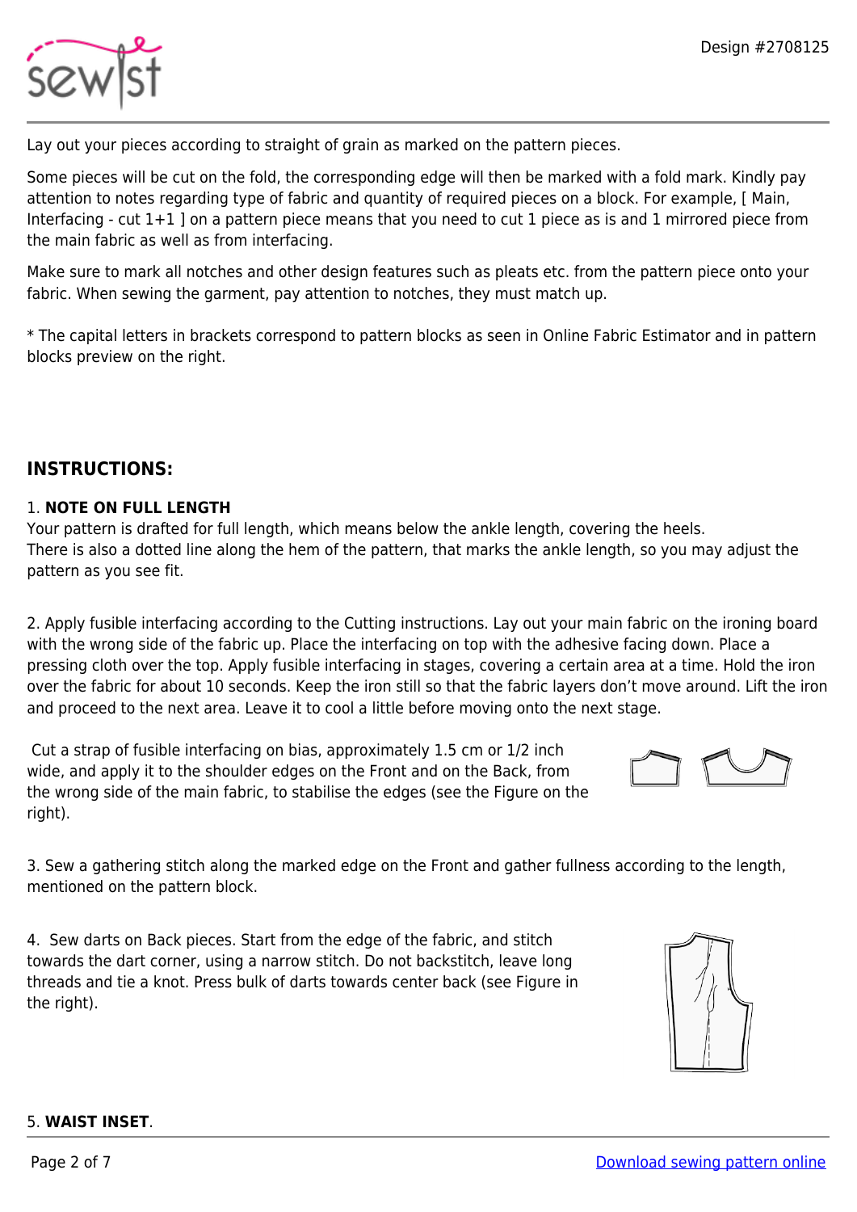Lay out your pieces according to straight of grain as marked on the pattern pieces.

Some pieces will be cut on the fold, the corresponding edge will then be marked with a fold mark. Kindly pay attention to notes regarding type of fabric and quantity of required pieces on a block. For example, [ Main, Interfacing - cut 1+1 ] on a pattern piece means that you need to cut 1 piece as is and 1 mirrored piece from the main fabric as well as from interfacing.

Make sure to mark all notches and other design features such as pleats etc. from the pattern piece onto your fabric. When sewing the garment, pay attention to notches, they must match up.

* The capital letters in brackets correspond to pattern blocks as seen in Online Fabric Estimator and in pattern blocks preview on the right.

## INSTRUCTIONS:

1. **NOTE ON FULL LENGTH**
Your pattern is drafted for full length, which means below the ankle length, covering the heels.
There is also a dotted line along the hem of the pattern, that marks the ankle length, so you may adjust the pattern as you see fit.

2. Apply fusible interfacing according to the Cutting instructions. Lay out your main fabric on the ironing board with the wrong side of the fabric up. Place the interfacing on top with the adhesive facing down. Place a pressing cloth over the top. Apply fusible interfacing in stages, covering a certain area at a time. Hold the iron over the fabric for about 10 seconds. Keep the iron still so that the fabric layers don't move around. Lift the iron and proceed to the next area. Leave it to cool a little before moving onto the next stage.

Cut a strap of fusible interfacing on bias, approximately 1.5 cm or 1/2 inch wide, and apply it to the shoulder edges on the Front and on the Back, from the wrong side of the main fabric, to stabilise the edges (see the Figure on the right).

3. Sew a gathering stitch along the marked edge on the Front and gather fullness according to the length, mentioned on the pattern block.

4. Sew darts on Back pieces. Start from the edge of the fabric, and stitch towards the dart corner, using a narrow stitch. Do not backstitch, leave long threads and tie a knot. Press bulk of darts towards center back (see Figure in the right).

5. **WAIST INSET**.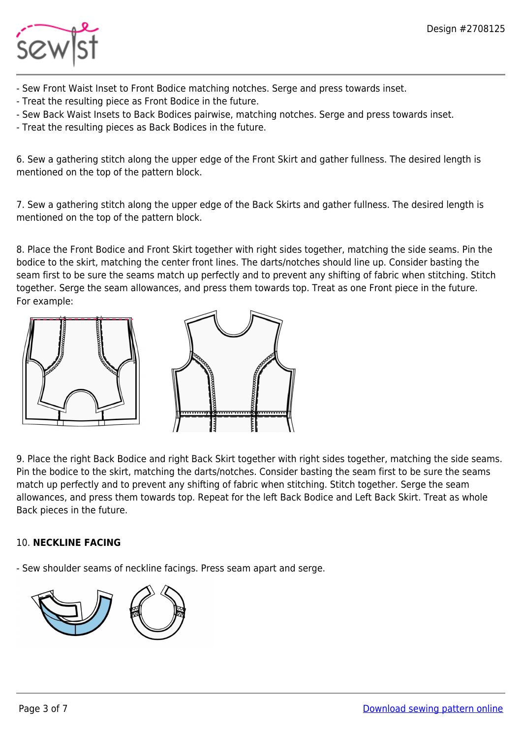- Sew Front Waist Inset to Front Bodice matching notches. Serge and press towards inset.
- Treat the resulting piece as Front Bodice in the future.
- Sew Back Waist Insets to Back Bodices pairwise, matching notches. Serge and press towards inset.
- Treat the resulting pieces as Back Bodices in the future.

6. Sew a gathering stitch along the upper edge of the Front Skirt and gather fullness. The desired length is mentioned on the top of the pattern block.

7. Sew a gathering stitch along the upper edge of the Back Skirts and gather fullness. The desired length is mentioned on the top of the pattern block.

8. Place the Front Bodice and Front Skirt together with right sides together, matching the side seams. Pin the bodice to the skirt, matching the center front lines. The darts/notches should line up. Consider basting the seam first to be sure the seams match up perfectly and to prevent any shifting of fabric when stitching. Stitch together. Serge the seam allowances, and press them towards top. Treat as one Front piece in the future.
For example:

9. Place the right Back Bodice and right Back Skirt together with right sides together, matching the side seams. Pin the bodice to the skirt, matching the darts/notches. Consider basting the seam first to be sure the seams match up perfectly and to prevent any shifting of fabric when stitching. Stitch together. Serge the seam allowances, and press them towards top. Repeat for the left Back Bodice and Left Back Skirt. Treat as whole Back pieces in the future.

10. **NECKLINE FACING**

- Sew shoulder seams of neckline facings. Press seam apart and serge.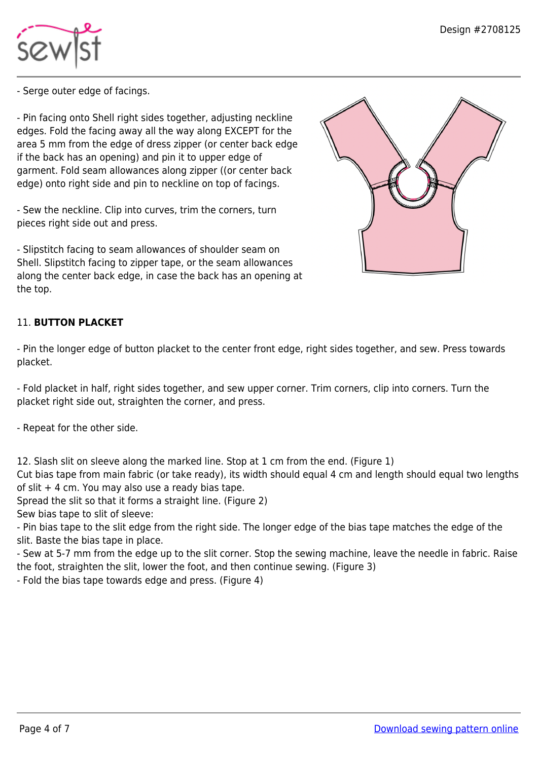- Serge outer edge of facings.

- Pin facing onto Shell right sides together, adjusting neckline edges. Fold the facing away all the way along EXCEPT for the area 5 mm from the edge of dress zipper (or center back edge if the back has an opening) and pin it to upper edge of garment. Fold seam allowances along zipper ((or center back edge) onto right side and pin to neckline on top of facings.

- Sew the neckline. Clip into curves, trim the corners, turn pieces right side out and press.

- Slipstitch facing to seam allowances of shoulder seam on Shell. Slipstitch facing to zipper tape, or the seam allowances along the center back edge, in case the back has an opening at the top.

11. **BUTTON PLACKET**

- Pin the longer edge of button placket to the center front edge, right sides together, and sew. Press towards placket.

- Fold placket in half, right sides together, and sew upper corner. Trim corners, clip into corners. Turn the placket right side out, straighten the corner, and press.

- Repeat for the other side.

12. Slash slit on sleeve along the marked line. Stop at 1 cm from the end. (Figure 1)
Cut bias tape from main fabric (or take ready), its width should equal 4 cm and length should equal two lengths of slit + 4 cm. You may also use a ready bias tape.
Spread the slit so that it forms a straight line. (Figure 2)
Sew bias tape to slit of sleeve:
- Pin bias tape to the slit edge from the right side. The longer edge of the bias tape matches the edge of the slit. Baste the bias tape in place.
- Sew at 5-7 mm from the edge up to the slit corner. Stop the sewing machine, leave the needle in fabric. Raise the foot, straighten the slit, lower the foot, and then continue sewing. (Figure 3)
- Fold the bias tape towards edge and press. (Figure 4)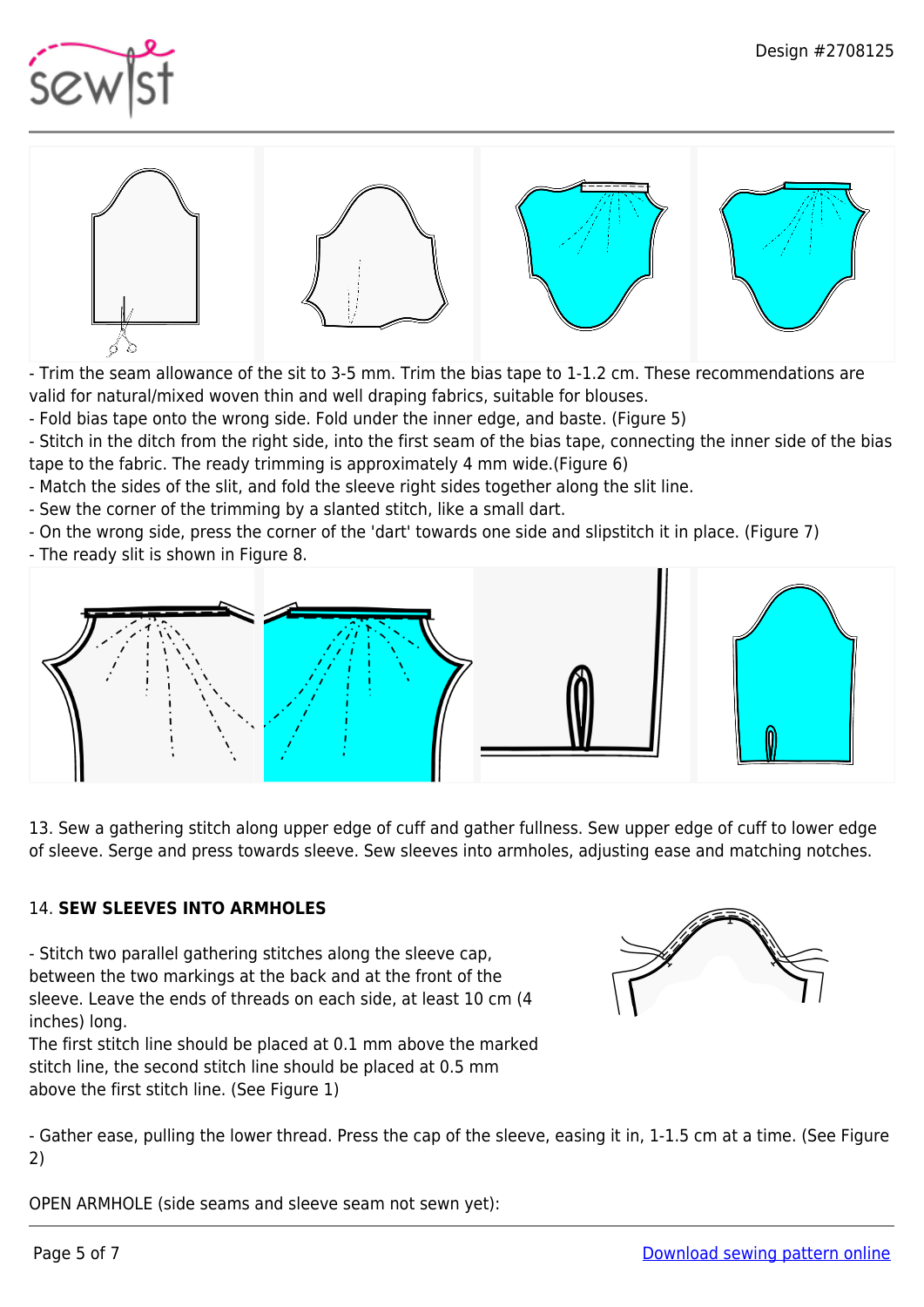- Trim the seam allowance of the sit to 3-5 mm. Trim the bias tape to 1-1.2 cm. These recommendations are valid for natural/mixed woven thin and well draping fabrics, suitable for blouses.
- Fold bias tape onto the wrong side. Fold under the inner edge, and baste. (Figure 5)
- Stitch in the ditch from the right side, into the first seam of the bias tape, connecting the inner side of the bias tape to the fabric. The ready trimming is approximately 4 mm wide.(Figure 6)
- Match the sides of the slit, and fold the sleeve right sides together along the slit line.
- Sew the corner of the trimming by a slanted stitch, like a small dart.
- On the wrong side, press the corner of the 'dart' towards one side and slipstitch it in place. (Figure 7)
- The ready slit is shown in Figure 8.

13. Sew a gathering stitch along upper edge of cuff and gather fullness. Sew upper edge of cuff to lower edge of sleeve. Serge and press towards sleeve. Sew sleeves into armholes, adjusting ease and matching notches.

14. **SEW SLEEVES INTO ARMHOLES**

- Stitch two parallel gathering stitches along the sleeve cap, between the two markings at the back and at the front of the sleeve. Leave the ends of threads on each side, at least 10 cm (4 inches) long.
The first stitch line should be placed at 0.1 mm above the marked stitch line, the second stitch line should be placed at 0.5 mm above the first stitch line. (See Figure 1)

- Gather ease, pulling the lower thread. Press the cap of the sleeve, easing it in, 1-1.5 cm at a time. (See Figure 2)

OPEN ARMHOLE (side seams and sleeve seam not sewn yet):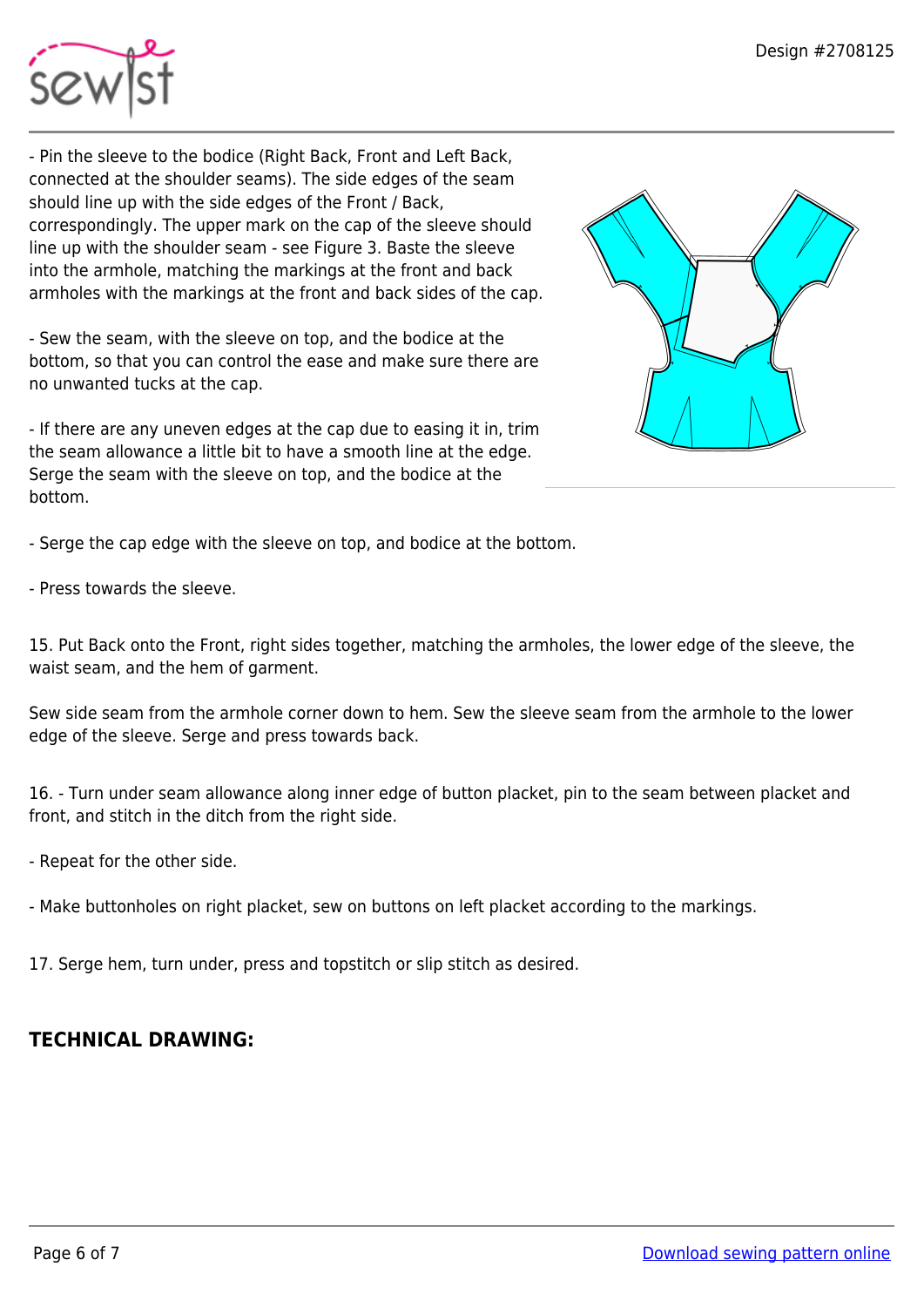- Pin the sleeve to the bodice (Right Back, Front and Left Back, connected at the shoulder seams). The side edges of the seam should line up with the side edges of the Front / Back, correspondingly. The upper mark on the cap of the sleeve should line up with the shoulder seam - see Figure 3. Baste the sleeve into the armhole, matching the markings at the front and back armholes with the markings at the front and back sides of the cap.

- Sew the seam, with the sleeve on top, and the bodice at the bottom, so that you can control the ease and make sure there are no unwanted tucks at the cap.

- If there are any uneven edges at the cap due to easing it in, trim the seam allowance a little bit to have a smooth line at the edge. Serge the seam with the sleeve on top, and the bodice at the bottom.

- Serge the cap edge with the sleeve on top, and bodice at the bottom.

- Press towards the sleeve.

15. Put Back onto the Front, right sides together, matching the armholes, the lower edge of the sleeve, the waist seam, and the hem of garment.

Sew side seam from the armhole corner down to hem. Sew the sleeve seam from the armhole to the lower edge of the sleeve. Serge and press towards back.

16. - Turn under seam allowance along inner edge of button placket, pin to the seam between placket and front, and stitch in the ditch from the right side.

- Repeat for the other side.

- Make buttonholes on right placket, sew on buttons on left placket according to the markings.

17. Serge hem, turn under, press and topstitch or slip stitch as desired.

## TECHNICAL DRAWING: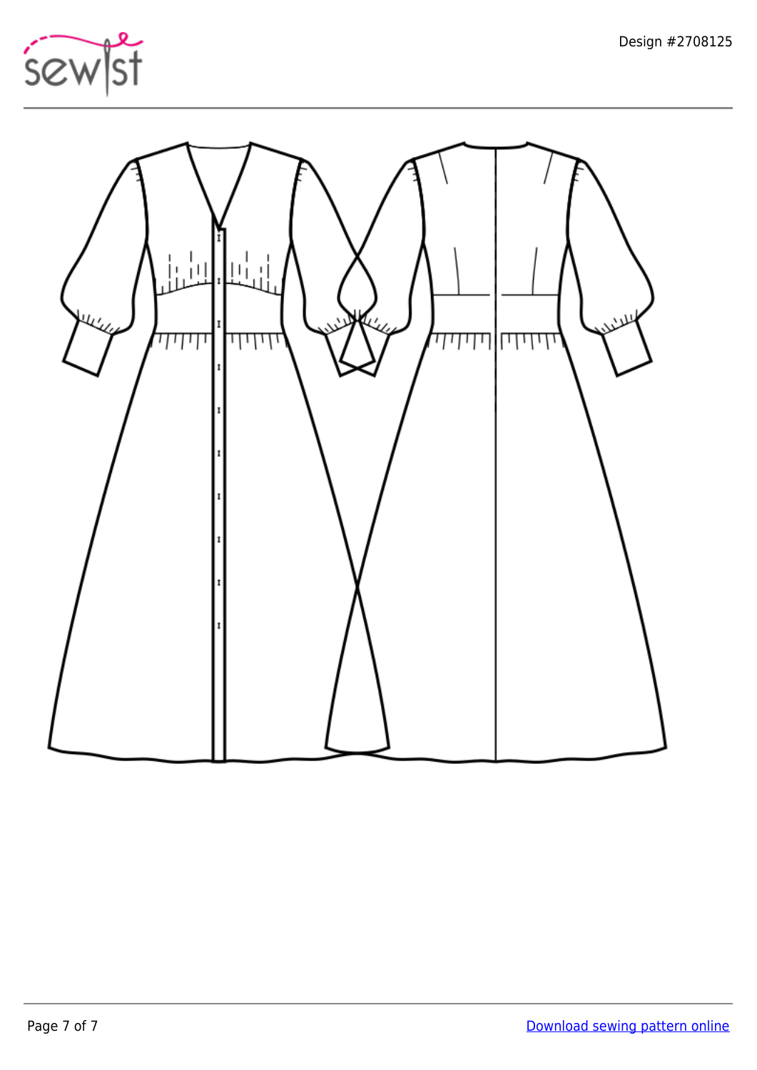Design #2708125

[Download sewing pattern online]